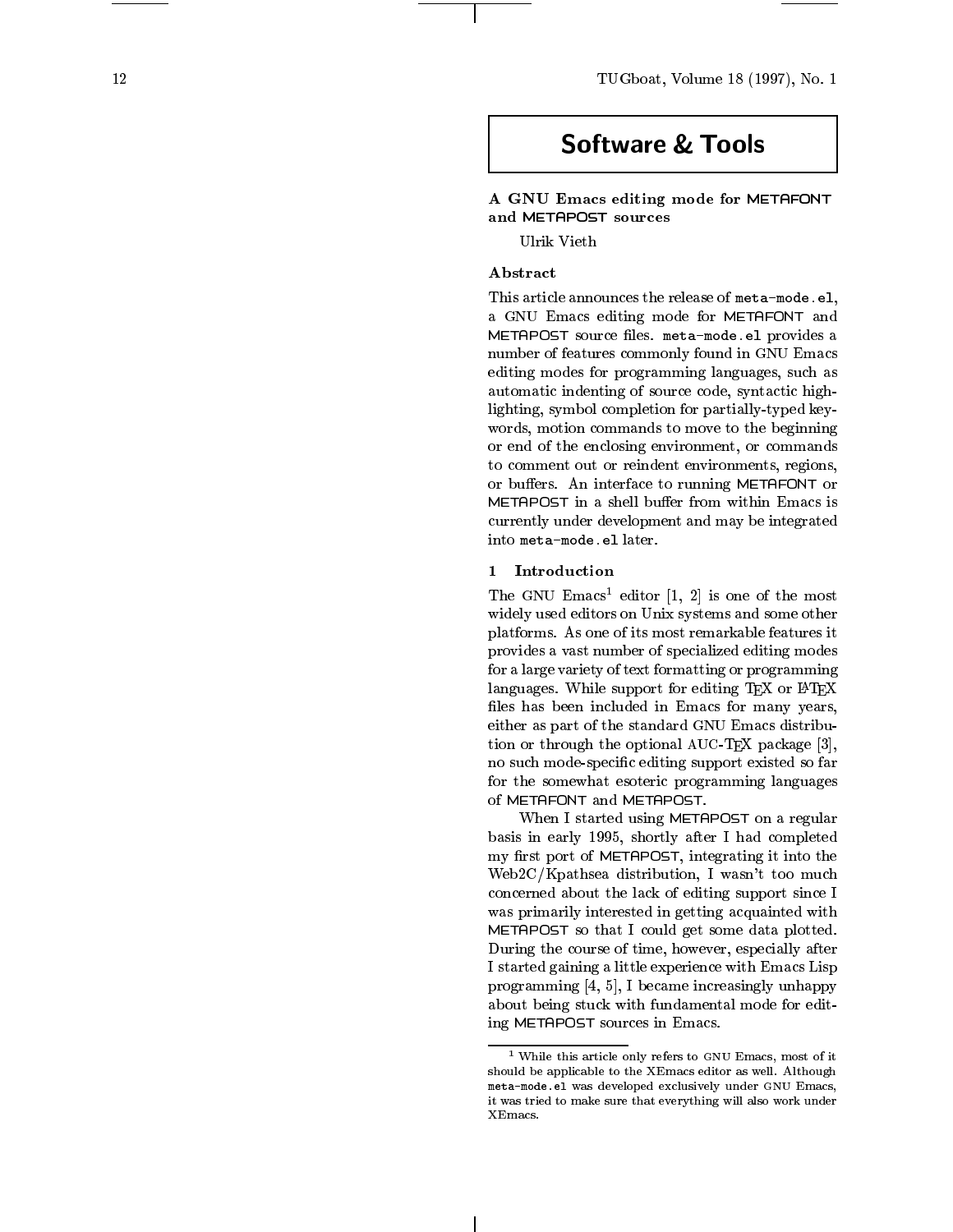# Software & Tools

## A GNU Emacs editing mode for METAFONT and METAPOST sources

Ulrik Vieth

### Abstract

This article announces the release of `meta-mode.el`, a GNU Emacs editing mode for METAFONT and METAPOST source files. `meta-mode.el` provides a number of features commonly found in GNU Emacs editing modes for programming languages, such as automatic indenting of source code, syntactic highlighting, symbol completion for partially-typed keywords, motion commands to move to the beginning or end of the enclosing environment, or commands to comment out or reindent environments, regions, or buffers. An interface to running METAFONT or METAPOST in a shell buffer from within Emacs is currently under development and may be integrated into `meta-mode.el` later.

### 1 Introduction

The GNU Emacs[1] editor [1, 2] is one of the most widely used editors on Unix systems and some other platforms. As one of its most remarkable features it provides a vast number of specialized editing modes for a large variety of text formatting or programming languages. While support for editing TeX or LaTeX files has been included in Emacs for many years, either as part of the standard GNU Emacs distribution or through the optional AUC-TeX package [3], no such mode-specific editing support existed so far for the somewhat esoteric programming languages of METAFONT and METAPOST.

When I started using METAPOST on a regular basis in early 1995, shortly after I had completed my first port of METAPOST, integrating it into the Web2C/Kpathsea distribution, I wasn't too much concerned about the lack of editing support since I was primarily interested in getting acquainted with METAPOST so that I could get some data plotted. During the course of time, however, especially after I started gaining a little experience with Emacs Lisp programming [4, 5], I became increasingly unhappy about being stuck with fundamental mode for editing METAPOST sources in Emacs.

[1] While this article only refers to GNU Emacs, most of it should be applicable to the XEmacs editor as well. Although `meta-mode.el` was developed exclusively under GNU Emacs, it was tried to make sure that everything will also work under XEmacs.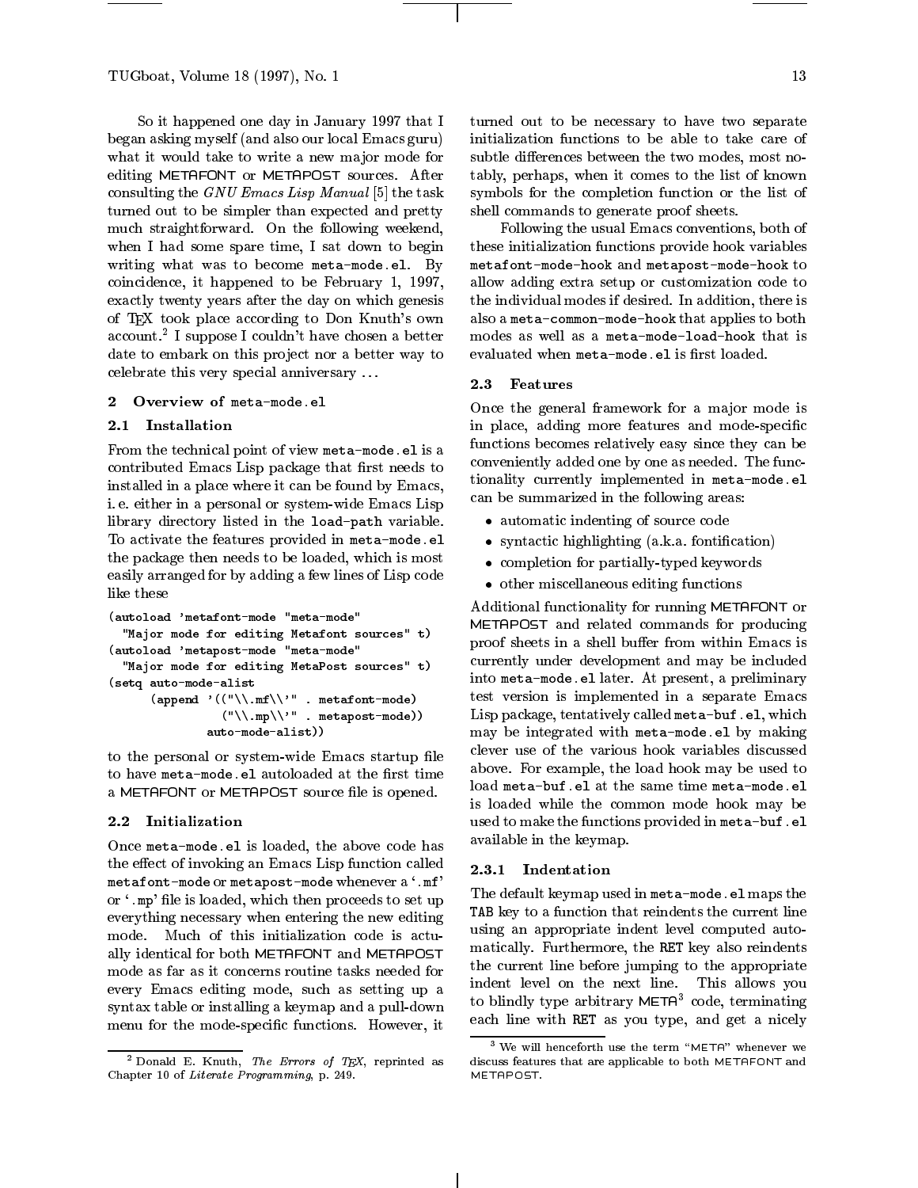So it happened one day in January 1997 that I began asking myself (and also our local Emacs guru) what it would take to write a new major mode for editing METAFONT or METAPOST sources. After consulting the *GNU Emacs Lisp Manual* [5] the task turned out to be simpler than expected and pretty much straightforward. On the following weekend, when I had some spare time, I sat down to begin writing what was to become `meta-mode.el`. By coincidence, it happened to be February 1, 1997, exactly twenty years after the day on which genesis of TeX took place according to Don Knuth's own account.[2] I suppose I couldn't have chosen a better date to embark on this project nor a better way to celebrate this very special anniversary ...

## 2 Overview of `meta-mode.el`

### 2.1 Installation

From the technical point of view `meta-mode.el` is a contributed Emacs Lisp package that first needs to installed in a place where it can be found by Emacs, i. e. either in a personal or system-wide Emacs Lisp library directory listed in the `load-path` variable. To activate the features provided in `meta-mode.el` the package then needs to be loaded, which is most easily arranged for by adding a few lines of Lisp code like these

```
(autoload 'metafont-mode "meta-mode"
  "Major mode for editing Metafont sources" t)
(autoload 'metapost-mode "meta-mode"
  "Major mode for editing MetaPost sources" t)
(setq auto-mode-alist
      (append '(("\\.mf\\'" . metafont-mode)
                ("\\.mp\\'" . metapost-mode))
              auto-mode-alist))
```

to the personal or system-wide Emacs startup file to have `meta-mode.el` autoloaded at the first time a METAFONT or METAPOST source file is opened.

### 2.2 Initialization

Once `meta-mode.el` is loaded, the above code has the effect of invoking an Emacs Lisp function called `metafont-mode` or `metapost-mode` whenever a '`.mf`' or '`.mp`' file is loaded, which then proceeds to set up everything necessary when entering the new editing mode. Much of this initialization code is actually identical for both METAFONT and METAPOST mode as far as it concerns routine tasks needed for every Emacs editing mode, such as setting up a syntax table or installing a keymap and a pull-down menu for the mode-specific functions. However, it turned out to be necessary to have two separate initialization functions to be able to take care of subtle differences between the two modes, most notably, perhaps, when it comes to the list of known symbols for the completion function or the list of shell commands to generate proof sheets.

Following the usual Emacs conventions, both of these initialization functions provide hook variables `metafont-mode-hook` and `metapost-mode-hook` to allow adding extra setup or customization code to the individual modes if desired. In addition, there is also a `meta-common-mode-hook` that applies to both modes as well as a `meta-mode-load-hook` that is evaluated when `meta-mode.el` is first loaded.

### 2.3 Features

Once the general framework for a major mode is in place, adding more features and mode-specific functions becomes relatively easy since they can be conveniently added one by one as needed. The functionality currently implemented in `meta-mode.el` can be summarized in the following areas:

- automatic indenting of source code
- syntactic highlighting (a.k.a. fontification)
- completion for partially-typed keywords
- other miscellaneous editing functions

Additional functionality for running METAFONT or METAPOST and related commands for producing proof sheets in a shell buffer from within Emacs is currently under development and may be included into `meta-mode.el` later. At present, a preliminary test version is implemented in a separate Emacs Lisp package, tentatively called `meta-buf.el`, which may be integrated with `meta-mode.el` by making clever use of the various hook variables discussed above. For example, the load hook may be used to load `meta-buf.el` at the same time `meta-mode.el` is loaded while the common mode hook may be used to make the functions provided in `meta-buf.el` available in the keymap.

#### 2.3.1 Indentation

The default keymap used in `meta-mode.el` maps the `TAB` key to a function that reindents the current line using an appropriate indent level computed automatically. Furthermore, the `RET` key also reindents the current line before jumping to the appropriate indent level on the next line. This allows you to blindly type arbitrary META[3] code, terminating each line with `RET` as you type, and get a nicely

---

[2] Donald E. Knuth, *The Errors of TeX*, reprinted as Chapter 10 of *Literate Programming*, p. 249.

[3] We will henceforth use the term "META" whenever we discuss features that are applicable to both METAFONT and METAPOST.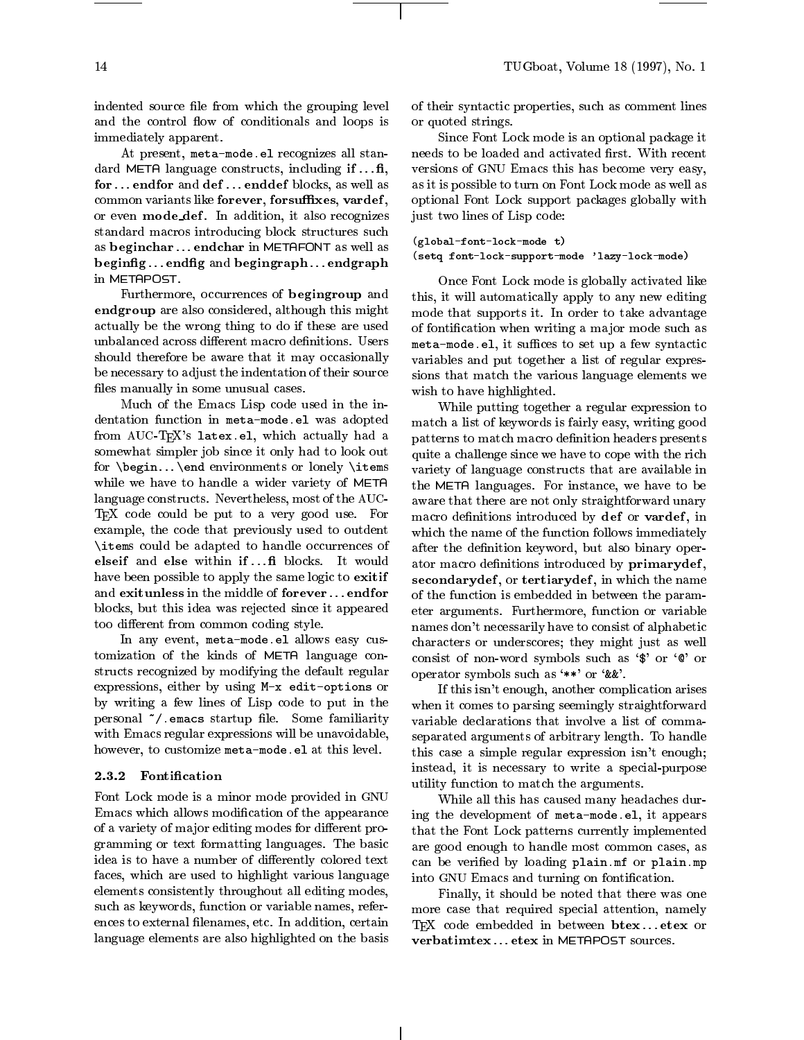indented source file from which the grouping level and the control flow of conditionals and loops is immediately apparent.

At present, `meta-mode.el` recognizes all standard META language constructs, including **if** ... **fi**, **for** ... **endfor** and **def** ... **enddef** blocks, as well as common variants like **forever**, **forsuffixes**, **vardef**, or even **mode_def**. In addition, it also recognizes standard macros introducing block structures such as **beginchar** ... **endchar** in METAFONT as well as **beginfig** ... **endfig** and **begingraph** ... **endgraph** in METAPOST.

Furthermore, occurrences of **begingroup** and **endgroup** are also considered, although this might actually be the wrong thing to do if these are used unbalanced across different macro definitions. Users should therefore be aware that it may occasionally be necessary to adjust the indentation of their source files manually in some unusual cases.

Much of the Emacs Lisp code used in the indentation function in `meta-mode.el` was adopted from AUC-TEX's `latex.el`, which actually had a somewhat simpler job since it only had to look out for `\begin`... `\end` environments or lonely `\items` while we have to handle a wider variety of META language constructs. Nevertheless, most of the AUC-TEX code could be put to a very good use. For example, the code that previously used to outdent `\items` could be adapted to handle occurrences of **elseif** and **else** within **if** ... **fi** blocks. It would have been possible to apply the same logic to **exitif** and **exitunless** in the middle of **forever** ... **endfor** blocks, but this idea was rejected since it appeared too different from common coding style.

In any event, `meta-mode.el` allows easy customization of the kinds of META language constructs recognized by modifying the default regular expressions, either by using `M-x edit-options` or by writing a few lines of Lisp code to put in the personal `~/.emacs` startup file. Some familiarity with Emacs regular expressions will be unavoidable, however, to customize `meta-mode.el` at this level.

### 2.3.2 Fontification

Font Lock mode is a minor mode provided in GNU Emacs which allows modification of the appearance of a variety of major editing modes for different programming or text formatting languages. The basic idea is to have a number of differently colored text faces, which are used to highlight various language elements consistently throughout all editing modes, such as keywords, function or variable names, references to external filenames, etc. In addition, certain language elements are also highlighted on the basis of their syntactic properties, such as comment lines or quoted strings.

Since Font Lock mode is an optional package it needs to be loaded and activated first. With recent versions of GNU Emacs this has become very easy, as it is possible to turn on Font Lock mode as well as optional Font Lock support packages globally with just two lines of Lisp code:

```
(global-font-lock-mode t)
(setq font-lock-support-mode 'lazy-lock-mode)
```

Once Font Lock mode is globally activated like this, it will automatically apply to any new editing mode that supports it. In order to take advantage of fontification when writing a major mode such as `meta-mode.el`, it suffices to set up a few syntactic variables and put together a list of regular expressions that match the various language elements we wish to have highlighted.

While putting together a regular expression to match a list of keywords is fairly easy, writing good patterns to match macro definition headers presents quite a challenge since we have to cope with the rich variety of language constructs that are available in the META languages. For instance, we have to be aware that there are not only straightforward unary macro definitions introduced by **def** or **vardef**, in which the name of the function follows immediately after the definition keyword, but also binary operator macro definitions introduced by **primarydef**, **secondarydef**, or **tertiarydef**, in which the name of the function is embedded in between the parameter arguments. Furthermore, function or variable names don't necessarily have to consist of alphabetic characters or underscores; they might just as well consist of non-word symbols such as '`$`' or '`@`' or operator symbols such as '`**`' or '`&&`'.

If this isn't enough, another complication arises when it comes to parsing seemingly straightforward variable declarations that involve a list of comma-separated arguments of arbitrary length. To handle this case a simple regular expression isn't enough; instead, it is necessary to write a special-purpose utility function to match the arguments.

While all this has caused many headaches during the development of `meta-mode.el`, it appears that the Font Lock patterns currently implemented are good enough to handle most common cases, as can be verified by loading `plain.mf` or `plain.mp` into GNU Emacs and turning on fontification.

Finally, it should be noted that there was one more case that required special attention, namely TEX code embedded in between **btex** ... **etex** or **verbatimtex** ... **etex** in METAPOST sources.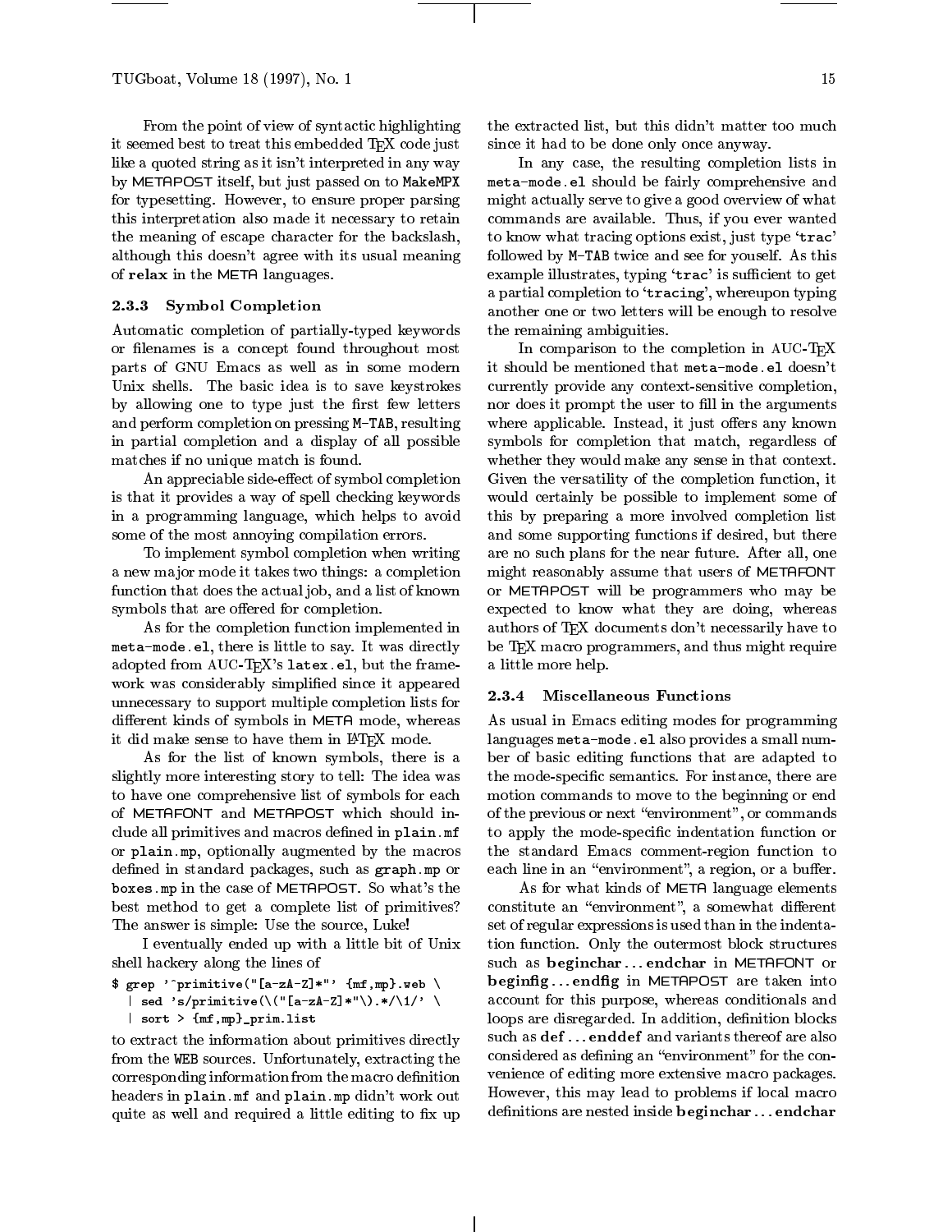From the point of view of syntactic highlighting it seemed best to treat this embedded TEX code just like a quoted string as it isn't interpreted in any way by METAPOST itself, but just passed on to MakeMPX for typesetting. However, to ensure proper parsing this interpretation also made it necessary to retain the meaning of escape character for the backslash, although this doesn't agree with its usual meaning of `relax` in the META languages.

### 2.3.3 Symbol Completion

Automatic completion of partially-typed keywords or filenames is a concept found throughout most parts of GNU Emacs as well as in some modern Unix shells. The basic idea is to save keystrokes by allowing one to type just the first few letters and perform completion on pressing M-TAB, resulting in partial completion and a display of all possible matches if no unique match is found.

An appreciable side-effect of symbol completion is that it provides a way of spell checking keywords in a programming language, which helps to avoid some of the most annoying compilation errors.

To implement symbol completion when writing a new major mode it takes two things: a completion function that does the actual job, and a list of known symbols that are offered for completion.

As for the completion function implemented in `meta-mode.el`, there is little to say. It was directly adopted from AUC-TEX's `latex.el`, but the framework was considerably simplified since it appeared unnecessary to support multiple completion lists for different kinds of symbols in META mode, whereas it did make sense to have them in LATEX mode.

As for the list of known symbols, there is a slightly more interesting story to tell: The idea was to have one comprehensive list of symbols for each of METAFONT and METAPOST which should include all primitives and macros defined in `plain.mf` or `plain.mp`, optionally augmented by the macros defined in standard packages, such as `graph.mp` or `boxes.mp` in the case of METAPOST. So what's the best method to get a complete list of primitives? The answer is simple: Use the source, Luke!

I eventually ended up with a little bit of Unix shell hackery along the lines of

```
$ grep '^primitive("[a-zA-Z]*"' {mf,mp}.web \
  | sed 's/primitive(\("[a-zA-Z]*"\).*/\1/' \
  | sort > {mf,mp}_prim.list
```

to extract the information about primitives directly from the WEB sources. Unfortunately, extracting the corresponding information from the macro definition headers in `plain.mf` and `plain.mp` didn't work out quite as well and required a little editing to fix up the extracted list, but this didn't matter too much since it had to be done only once anyway.

In any case, the resulting completion lists in `meta-mode.el` should be fairly comprehensive and might actually serve to give a good overview of what commands are available. Thus, if you ever wanted to know what tracing options exist, just type '`trac`' followed by M-TAB twice and see for youself. As this example illustrates, typing '`trac`' is sufficient to get a partial completion to '`tracing`', whereupon typing another one or two letters will be enough to resolve the remaining ambiguities.

In comparison to the completion in AUC-TEX it should be mentioned that `meta-mode.el` doesn't currently provide any context-sensitive completion, nor does it prompt the user to fill in the arguments where applicable. Instead, it just offers any known symbols for completion that match, regardless of whether they would make any sense in that context. Given the versatility of the completion function, it would certainly be possible to implement some of this by preparing a more involved completion list and some supporting functions if desired, but there are no such plans for the near future. After all, one might reasonably assume that users of METAFONT or METAPOST will be programmers who may be expected to know what they are doing, whereas authors of TEX documents don't necessarily have to be TEX macro programmers, and thus might require a little more help.

### 2.3.4 Miscellaneous Functions

As usual in Emacs editing modes for programming languages `meta-mode.el` also provides a small number of basic editing functions that are adapted to the mode-specific semantics. For instance, there are motion commands to move to the beginning or end of the previous or next "environment", or commands to apply the mode-specific indentation function or the standard Emacs comment-region function to each line in an "environment", a region, or a buffer.

As for what kinds of META language elements constitute an "environment", a somewhat different set of regular expressions is used than in the indentation function. Only the outermost block structures such as **beginchar** ... **endchar** in METAFONT or **beginfig** ... **endfig** in METAPOST are taken into account for this purpose, whereas conditionals and loops are disregarded. In addition, definition blocks such as **def** ... **enddef** and variants thereof are also considered as defining an "environment" for the convenience of editing more extensive macro packages. However, this may lead to problems if local macro definitions are nested inside **beginchar** ... **endchar**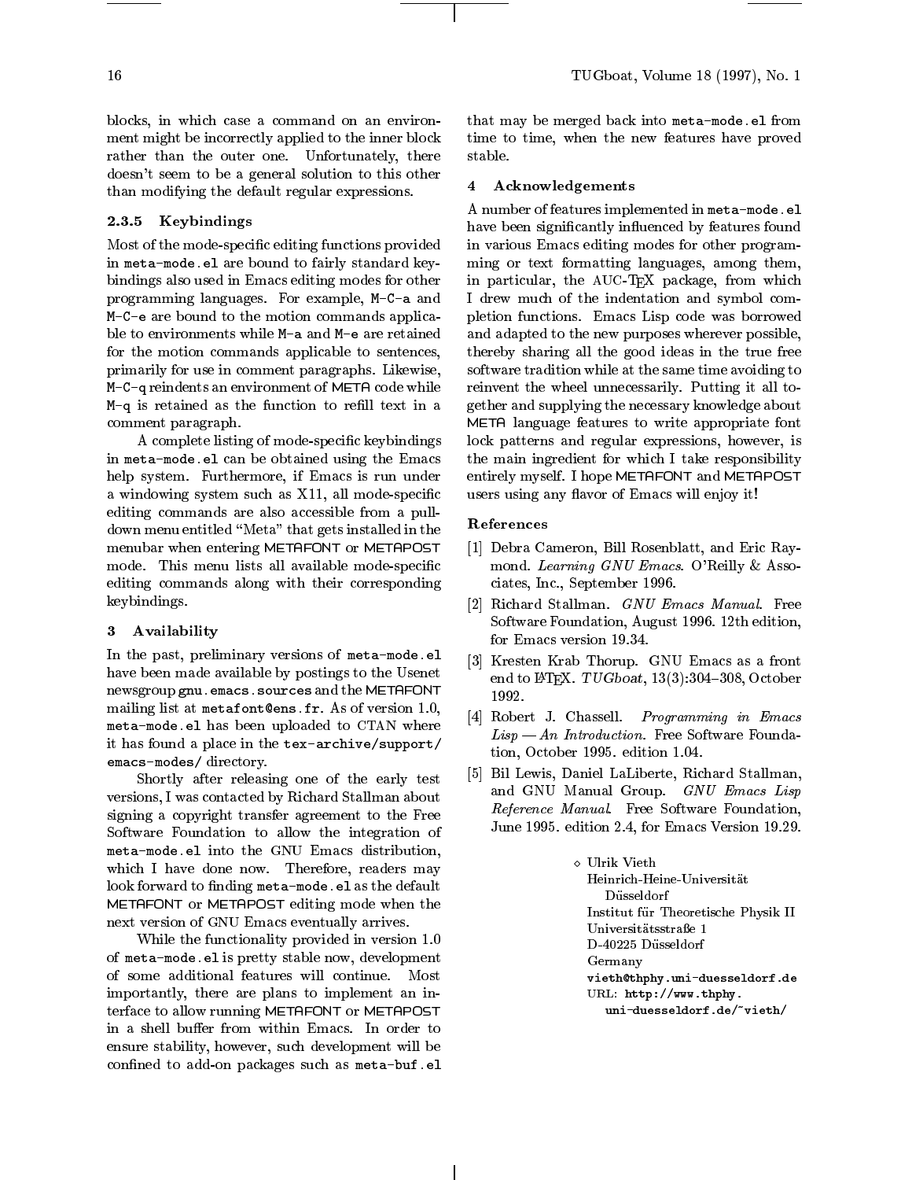blocks, in which case a command on an environment might be incorrectly applied to the inner block rather than the outer one. Unfortunately, there doesn't seem to be a general solution to this other than modifying the default regular expressions.

#### 2.3.5 Keybindings

Most of the mode-specific editing functions provided in `meta-mode.el` are bound to fairly standard keybindings also used in Emacs editing modes for other programming languages. For example, `M-C-a` and `M-C-e` are bound to the motion commands applicable to environments while `M-a` and `M-e` are retained for the motion commands applicable to sentences, primarily for use in comment paragraphs. Likewise, `M-C-q` reindents an environment of META code while `M-q` is retained as the function to refill text in a comment paragraph.

A complete listing of mode-specific keybindings in `meta-mode.el` can be obtained using the Emacs help system. Furthermore, if Emacs is run under a windowing system such as X11, all mode-specific editing commands are also accessible from a pull-down menu entitled "Meta" that gets installed in the menubar when entering METAFONT or METAPOST mode. This menu lists all available mode-specific editing commands along with their corresponding keybindings.

## 3 Availability

In the past, preliminary versions of `meta-mode.el` have been made available by postings to the Usenet newsgroup `gnu.emacs.sources` and the METAFONT mailing list at `metafont@ens.fr`. As of version 1.0, `meta-mode.el` has been uploaded to CTAN where it has found a place in the `tex-archive/support/emacs-modes/` directory.

Shortly after releasing one of the early test versions, I was contacted by Richard Stallman about signing a copyright transfer agreement to the Free Software Foundation to allow the integration of `meta-mode.el` into the GNU Emacs distribution, which I have done now. Therefore, readers may look forward to finding `meta-mode.el` as the default METAFONT or METAPOST editing mode when the next version of GNU Emacs eventually arrives.

While the functionality provided in version 1.0 of `meta-mode.el` is pretty stable now, development of some additional features will continue. Most importantly, there are plans to implement an interface to allow running METAFONT or METAPOST in a shell buffer from within Emacs. In order to ensure stability, however, such development will be confined to add-on packages such as `meta-buf.el` that may be merged back into `meta-mode.el` from time to time, when the new features have proved stable.

## 4 Acknowledgements

A number of features implemented in `meta-mode.el` have been significantly influenced by features found in various Emacs editing modes for other programming or text formatting languages, among them, in particular, the AUC-TeX package, from which I drew much of the indentation and symbol completion functions. Emacs Lisp code was borrowed and adapted to the new purposes wherever possible, thereby sharing all the good ideas in the true free software tradition while at the same time avoiding to reinvent the wheel unnecessarily. Putting it all together and supplying the necessary knowledge about META language features to write appropriate font lock patterns and regular expressions, however, is the main ingredient for which I take responsibility entirely myself. I hope METAFONT and METAPOST users using any flavor of Emacs will enjoy it!

## References

[1] Debra Cameron, Bill Rosenblatt, and Eric Raymond. *Learning GNU Emacs*. O'Reilly & Associates, Inc., September 1996.

[2] Richard Stallman. *GNU Emacs Manual*. Free Software Foundation, August 1996. 12th edition, for Emacs version 19.34.

[3] Kresten Krab Thorup. GNU Emacs as a front end to LaTeX. *TUGboat*, 13(3):304–308, October 1992.

[4] Robert J. Chassell. *Programming in Emacs Lisp — An Introduction*. Free Software Foundation, October 1995. edition 1.04.

[5] Bil Lewis, Daniel LaLiberte, Richard Stallman, and GNU Manual Group. *GNU Emacs Lisp Reference Manual*. Free Software Foundation, June 1995. edition 2.4, for Emacs Version 19.29.

◇ Ulrik Vieth
Heinrich-Heine-Universität Düsseldorf
Institut für Theoretische Physik II
Universitätsstraße 1
D-40225 Düsseldorf
Germany
**vieth@thphy.uni-duesseldorf.de**
URL: **http://www.thphy.uni-duesseldorf.de/~vieth/**